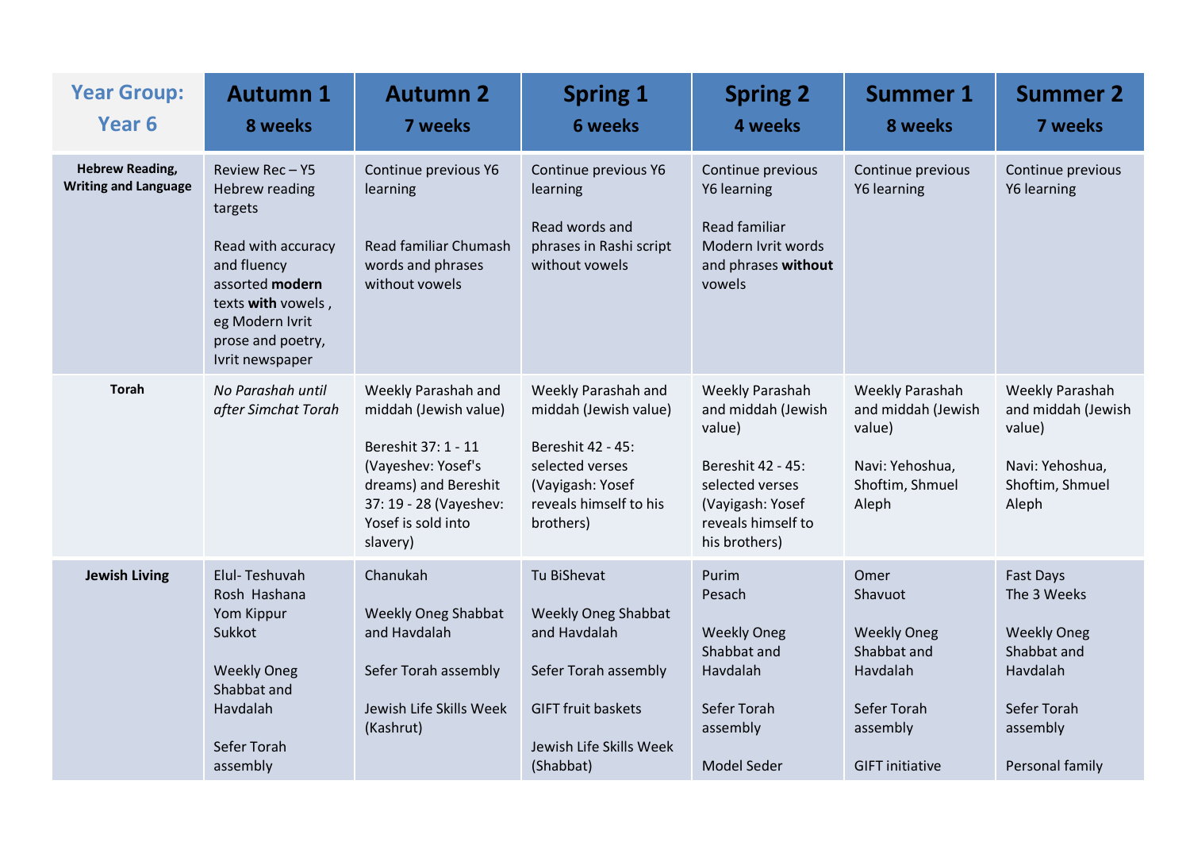| Year Group: Year 6 | Autumn 1 8 weeks | Autumn 2 7 weeks | Spring 1 6 weeks | Spring 2 4 weeks | Summer 1 8 weeks | Summer 2 7 weeks |
|---|---|---|---|---|---|---|
| **Hebrew Reading, Writing and Language** | Review Rec – Y5 Hebrew reading targets<br><br>Read with accuracy and fluency assorted **modern** texts **with** vowels , eg Modern Ivrit prose and poetry, Ivrit newspaper | Continue previous Y6 learning<br><br>Read familiar Chumash words and phrases without vowels | Continue previous Y6 learning<br><br>Read words and phrases in Rashi script without vowels | Continue previous Y6 learning<br><br>Read familiar Modern Ivrit words and phrases **without** vowels | Continue previous Y6 learning | Continue previous Y6 learning |
| **Torah** | *No Parashah until after Simchat Torah* | Weekly Parashah and middah (Jewish value)<br><br>Bereshit 37: 1 - 11 (Vayeshev: Yosef's dreams) and Bereshit 37: 19 - 28 (Vayeshev: Yosef is sold into slavery) | Weekly Parashah and middah (Jewish value)<br><br>Bereshit 42 - 45: selected verses (Vayigash: Yosef reveals himself to his brothers) | Weekly Parashah and middah (Jewish value)<br><br>Bereshit 42 - 45: selected verses (Vayigash: Yosef reveals himself to his brothers) | Weekly Parashah and middah (Jewish value)<br><br>Navi: Yehoshua, Shoftim, Shmuel Aleph | Weekly Parashah and middah (Jewish value)<br><br>Navi: Yehoshua, Shoftim, Shmuel Aleph |
| **Jewish Living** | Elul- Teshuvah<br>Rosh Hashana<br>Yom Kippur<br>Sukkot<br><br>Weekly Oneg Shabbat and Havdalah<br><br>Sefer Torah assembly | Chanukah<br><br>Weekly Oneg Shabbat and Havdalah<br><br>Sefer Torah assembly<br><br>Jewish Life Skills Week (Kashrut) | Tu BiShevat<br><br>Weekly Oneg Shabbat and Havdalah<br><br>Sefer Torah assembly<br><br>GIFT fruit baskets<br><br>Jewish Life Skills Week (Shabbat) | Purim<br>Pesach<br><br>Weekly Oneg Shabbat and Havdalah<br><br>Sefer Torah assembly<br><br>Model Seder | Omer<br>Shavuot<br><br>Weekly Oneg Shabbat and Havdalah<br><br>Sefer Torah assembly<br><br>GIFT initiative | Fast Days<br>The 3 Weeks<br><br>Weekly Oneg Shabbat and Havdalah<br><br>Sefer Torah assembly<br><br>Personal family |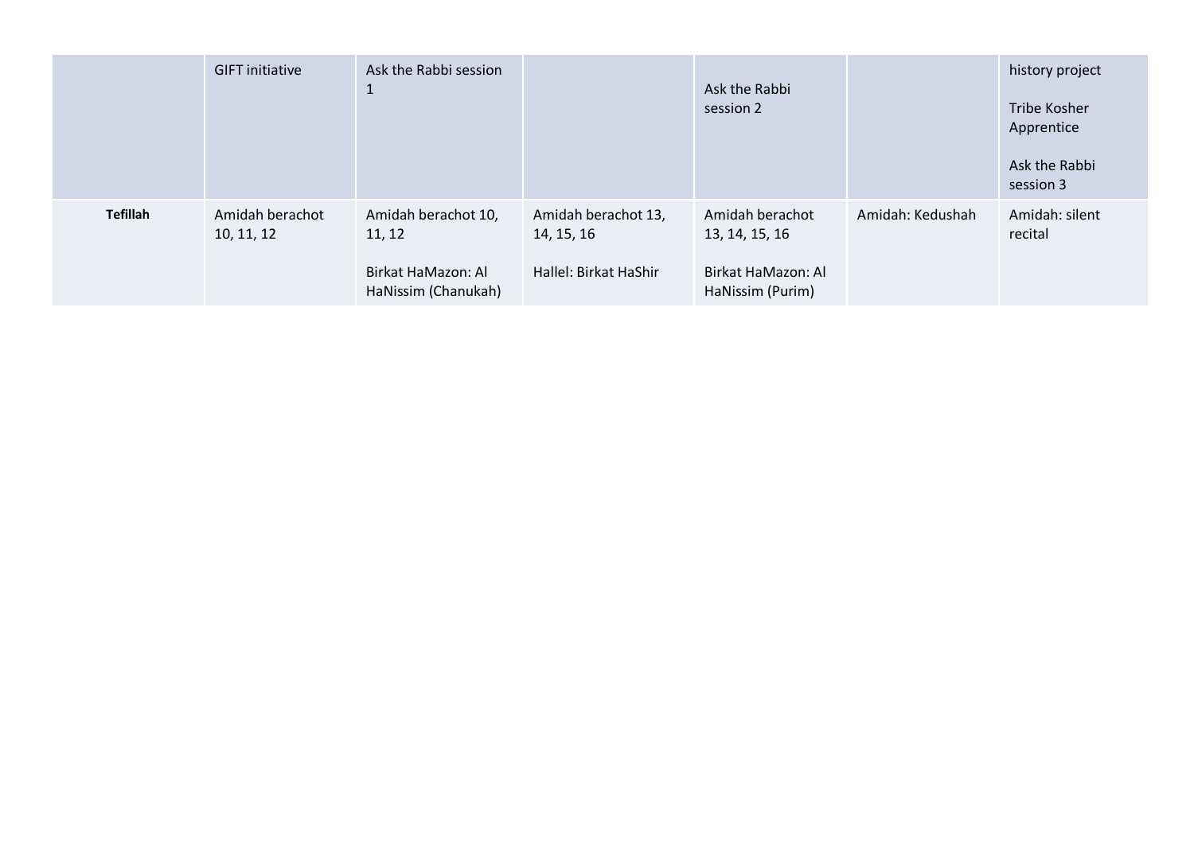| | | | | | | |
|---|---|---|---|---|---|---|
| | GIFT initiative | Ask the Rabbi session 1 | | Ask the Rabbi session 2 | | history project<br><br>Tribe Kosher Apprentice<br><br>Ask the Rabbi session 3 |
| **Tefillah** | Amidah berachot 10, 11, 12 | Amidah berachot 10, 11, 12<br><br>Birkat HaMazon: Al HaNissim (Chanukah) | Amidah berachot 13, 14, 15, 16<br><br>Hallel: Birkat HaShir | Amidah berachot 13, 14, 15, 16<br><br>Birkat HaMazon: Al HaNissim (Purim) | Amidah: Kedushah | Amidah: silent recital |